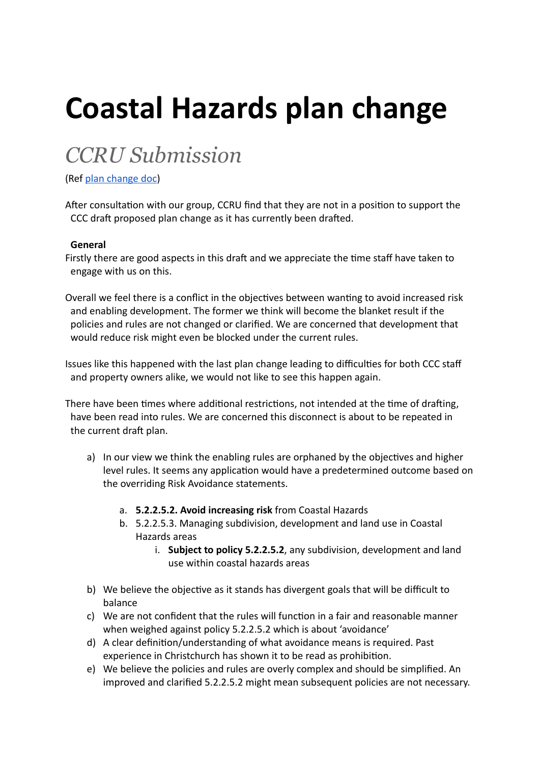# Coastal Hazards plan change

## *CCRU Submission*

(Ref [plan change doc])

After consultation with our group, CCRU find that they are not in a position to support the CCC draft proposed plan change as it has currently been drafted.

**General**

Firstly there are good aspects in this draft and we appreciate the time staff have taken to engage with us on this.

Overall we feel there is a conflict in the objectives between wanting to avoid increased risk and enabling development. The former we think will become the blanket result if the policies and rules are not changed or clarified. We are concerned that development that would reduce risk might even be blocked under the current rules.

Issues like this happened with the last plan change leading to difficulties for both CCC staff and property owners alike, we would not like to see this happen again.

There have been times where additional restrictions, not intended at the time of drafting, have been read into rules. We are concerned this disconnect is about to be repeated in the current draft plan.

a) In our view we think the enabling rules are orphaned by the objectives and higher level rules. It seems any application would have a predetermined outcome based on the overriding Risk Avoidance statements.
   a. **5.2.2.5.2. Avoid increasing risk** from Coastal Hazards
   b. 5.2.2.5.3. Managing subdivision, development and land use in Coastal Hazards areas
      i. **Subject to policy 5.2.2.5.2**, any subdivision, development and land use within coastal hazards areas
b) We believe the objective as it stands has divergent goals that will be difficult to balance
c) We are not confident that the rules will function in a fair and reasonable manner when weighed against policy 5.2.2.5.2 which is about 'avoidance'
d) A clear definition/understanding of what avoidance means is required. Past experience in Christchurch has shown it to be read as prohibition.
e) We believe the policies and rules are overly complex and should be simplified. An improved and clarified 5.2.2.5.2 might mean subsequent policies are not necessary.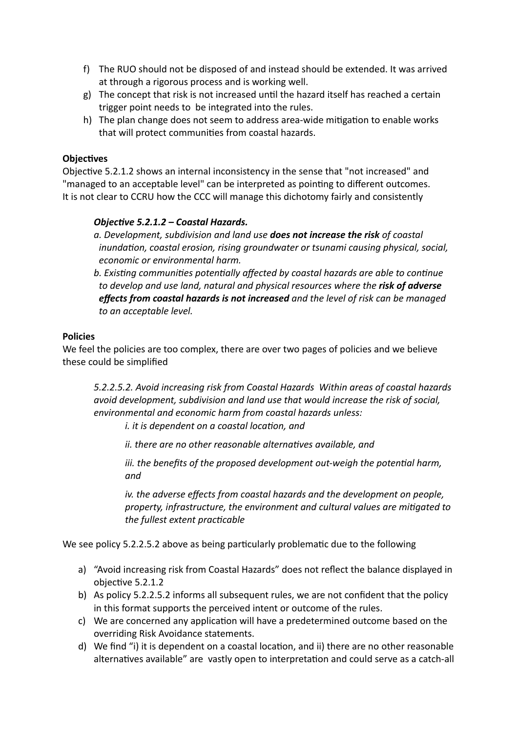f) The RUO should not be disposed of and instead should be extended. It was arrived at through a rigorous process and is working well.
g) The concept that risk is not increased until the hazard itself has reached a certain trigger point needs to be integrated into the rules.
h) The plan change does not seem to address area-wide mitigation to enable works that will protect communities from coastal hazards.

**Objectives**

Objective 5.2.1.2 shows an internal inconsistency in the sense that "not increased" and "managed to an acceptable level" can be interpreted as pointing to different outcomes. It is not clear to CCRU how the CCC will manage this dichotomy fairly and consistently

> ***Objective 5.2.1.2 – Coastal Hazards.***
>
> *a. Development, subdivision and land use* ***does not increase the risk*** *of coastal inundation, coastal erosion, rising groundwater or tsunami causing physical, social, economic or environmental harm.*
>
> *b. Existing communities potentially affected by coastal hazards are able to continue to develop and use land, natural and physical resources where the* ***risk of adverse effects from coastal hazards is not increased*** *and the level of risk can be managed to an acceptable level.*

**Policies**

We feel the policies are too complex, there are over two pages of policies and we believe these could be simplified

> *5.2.2.5.2. Avoid increasing risk from Coastal Hazards Within areas of coastal hazards avoid development, subdivision and land use that would increase the risk of social, environmental and economic harm from coastal hazards unless:*
>
> *i. it is dependent on a coastal location, and*
>
> *ii. there are no other reasonable alternatives available, and*
>
> *iii. the benefits of the proposed development out-weigh the potential harm, and*
>
> *iv. the adverse effects from coastal hazards and the development on people, property, infrastructure, the environment and cultural values are mitigated to the fullest extent practicable*

We see policy 5.2.2.5.2 above as being particularly problematic due to the following

a) "Avoid increasing risk from Coastal Hazards" does not reflect the balance displayed in objective 5.2.1.2
b) As policy 5.2.2.5.2 informs all subsequent rules, we are not confident that the policy in this format supports the perceived intent or outcome of the rules.
c) We are concerned any application will have a predetermined outcome based on the overriding Risk Avoidance statements.
d) We find "i) it is dependent on a coastal location, and ii) there are no other reasonable alternatives available" are vastly open to interpretation and could serve as a catch-all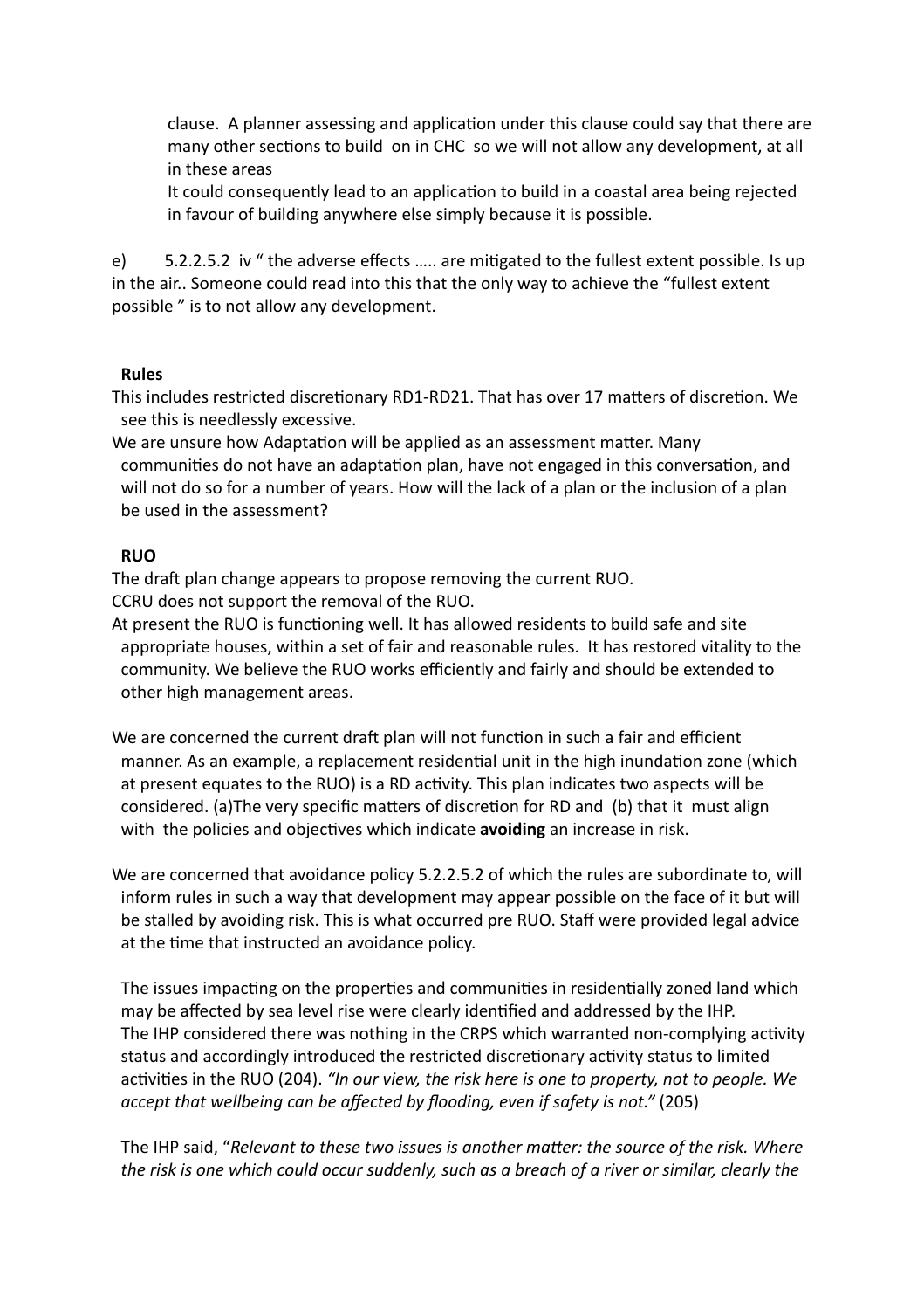clause. A planner assessing and application under this clause could say that there are many other sections to build on in CHC so we will not allow any development, at all in these areas

It could consequently lead to an application to build in a coastal area being rejected in favour of building anywhere else simply because it is possible.

e) 5.2.2.5.2 iv " the adverse effects ….. are mitigated to the fullest extent possible. Is up in the air.. Someone could read into this that the only way to achieve the "fullest extent possible " is to not allow any development.

**Rules**

This includes restricted discretionary RD1-RD21. That has over 17 matters of discretion. We see this is needlessly excessive.

We are unsure how Adaptation will be applied as an assessment matter. Many communities do not have an adaptation plan, have not engaged in this conversation, and will not do so for a number of years. How will the lack of a plan or the inclusion of a plan be used in the assessment?

**RUO**

The draft plan change appears to propose removing the current RUO.

CCRU does not support the removal of the RUO.

At present the RUO is functioning well. It has allowed residents to build safe and site appropriate houses, within a set of fair and reasonable rules. It has restored vitality to the community. We believe the RUO works efficiently and fairly and should be extended to other high management areas.

We are concerned the current draft plan will not function in such a fair and efficient manner. As an example, a replacement residential unit in the high inundation zone (which at present equates to the RUO) is a RD activity. This plan indicates two aspects will be considered. (a)The very specific matters of discretion for RD and (b) that it must align with the policies and objectives which indicate **avoiding** an increase in risk.

We are concerned that avoidance policy 5.2.2.5.2 of which the rules are subordinate to, will inform rules in such a way that development may appear possible on the face of it but will be stalled by avoiding risk. This is what occurred pre RUO. Staff were provided legal advice at the time that instructed an avoidance policy.

The issues impacting on the properties and communities in residentially zoned land which may be affected by sea level rise were clearly identified and addressed by the IHP. The IHP considered there was nothing in the CRPS which warranted non-complying activity status and accordingly introduced the restricted discretionary activity status to limited activities in the RUO (204). *"In our view, the risk here is one to property, not to people. We accept that wellbeing can be affected by flooding, even if safety is not."* (205)

The IHP said, "*Relevant to these two issues is another matter: the source of the risk. Where the risk is one which could occur suddenly, such as a breach of a river or similar, clearly the*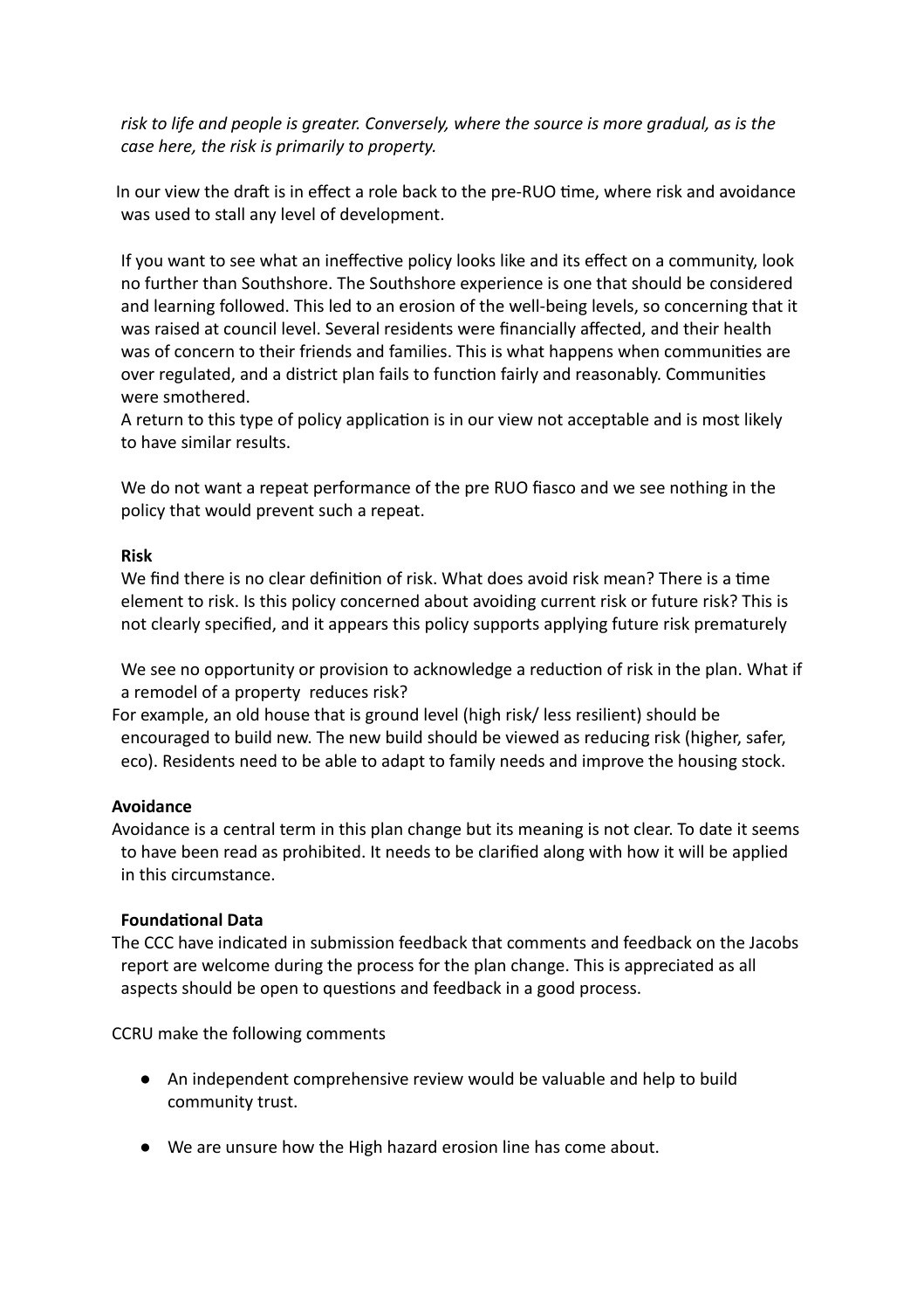*risk to life and people is greater. Conversely, where the source is more gradual, as is the case here, the risk is primarily to property.*

In our view the draft is in effect a role back to the pre-RUO time, where risk and avoidance was used to stall any level of development.

If you want to see what an ineffective policy looks like and its effect on a community, look no further than Southshore. The Southshore experience is one that should be considered and learning followed. This led to an erosion of the well-being levels, so concerning that it was raised at council level. Several residents were financially affected, and their health was of concern to their friends and families. This is what happens when communities are over regulated, and a district plan fails to function fairly and reasonably. Communities were smothered.

A return to this type of policy application is in our view not acceptable and is most likely to have similar results.

We do not want a repeat performance of the pre RUO fiasco and we see nothing in the policy that would prevent such a repeat.

**Risk**

We find there is no clear definition of risk. What does avoid risk mean? There is a time element to risk. Is this policy concerned about avoiding current risk or future risk? This is not clearly specified, and it appears this policy supports applying future risk prematurely

We see no opportunity or provision to acknowledge a reduction of risk in the plan. What if a remodel of a property reduces risk?

For example, an old house that is ground level (high risk/ less resilient) should be encouraged to build new. The new build should be viewed as reducing risk (higher, safer, eco). Residents need to be able to adapt to family needs and improve the housing stock.

**Avoidance**

Avoidance is a central term in this plan change but its meaning is not clear. To date it seems to have been read as prohibited. It needs to be clarified along with how it will be applied in this circumstance.

**Foundational Data**

The CCC have indicated in submission feedback that comments and feedback on the Jacobs report are welcome during the process for the plan change. This is appreciated as all aspects should be open to questions and feedback in a good process.

CCRU make the following comments

- An independent comprehensive review would be valuable and help to build community trust.
- We are unsure how the High hazard erosion line has come about.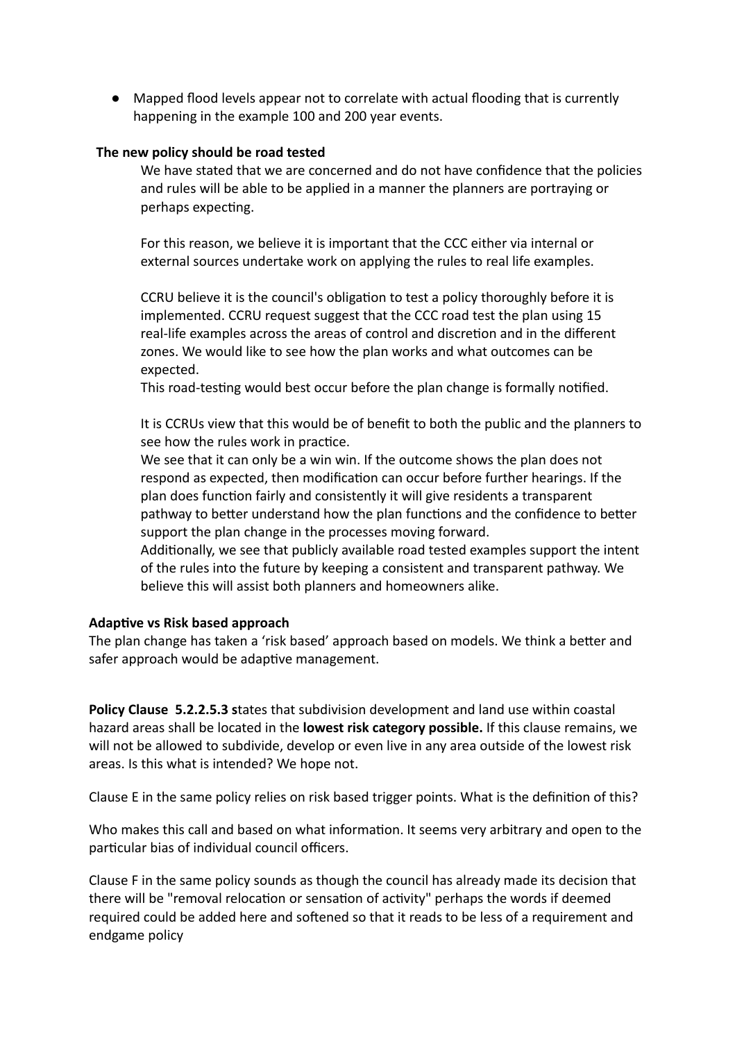- Mapped flood levels appear not to correlate with actual flooding that is currently happening in the example 100 and 200 year events.

**The new policy should be road tested**

We have stated that we are concerned and do not have confidence that the policies and rules will be able to be applied in a manner the planners are portraying or perhaps expecting.

For this reason, we believe it is important that the CCC either via internal or external sources undertake work on applying the rules to real life examples.

CCRU believe it is the council's obligation to test a policy thoroughly before it is implemented. CCRU request suggest that the CCC road test the plan using 15 real-life examples across the areas of control and discretion and in the different zones. We would like to see how the plan works and what outcomes can be expected.
This road-testing would best occur before the plan change is formally notified.

It is CCRUs view that this would be of benefit to both the public and the planners to see how the rules work in practice.
We see that it can only be a win win. If the outcome shows the plan does not respond as expected, then modification can occur before further hearings. If the plan does function fairly and consistently it will give residents a transparent pathway to better understand how the plan functions and the confidence to better support the plan change in the processes moving forward.
Additionally, we see that publicly available road tested examples support the intent of the rules into the future by keeping a consistent and transparent pathway. We believe this will assist both planners and homeowners alike.

**Adaptive vs Risk based approach**

The plan change has taken a 'risk based' approach based on models. We think a better and safer approach would be adaptive management.

**Policy Clause 5.2.2.5.3 s**tates that subdivision development and land use within coastal hazard areas shall be located in the **lowest risk category possible.** If this clause remains, we will not be allowed to subdivide, develop or even live in any area outside of the lowest risk areas. Is this what is intended? We hope not.

Clause E in the same policy relies on risk based trigger points. What is the definition of this?

Who makes this call and based on what information. It seems very arbitrary and open to the particular bias of individual council officers.

Clause F in the same policy sounds as though the council has already made its decision that there will be "removal relocation or sensation of activity" perhaps the words if deemed required could be added here and softened so that it reads to be less of a requirement and endgame policy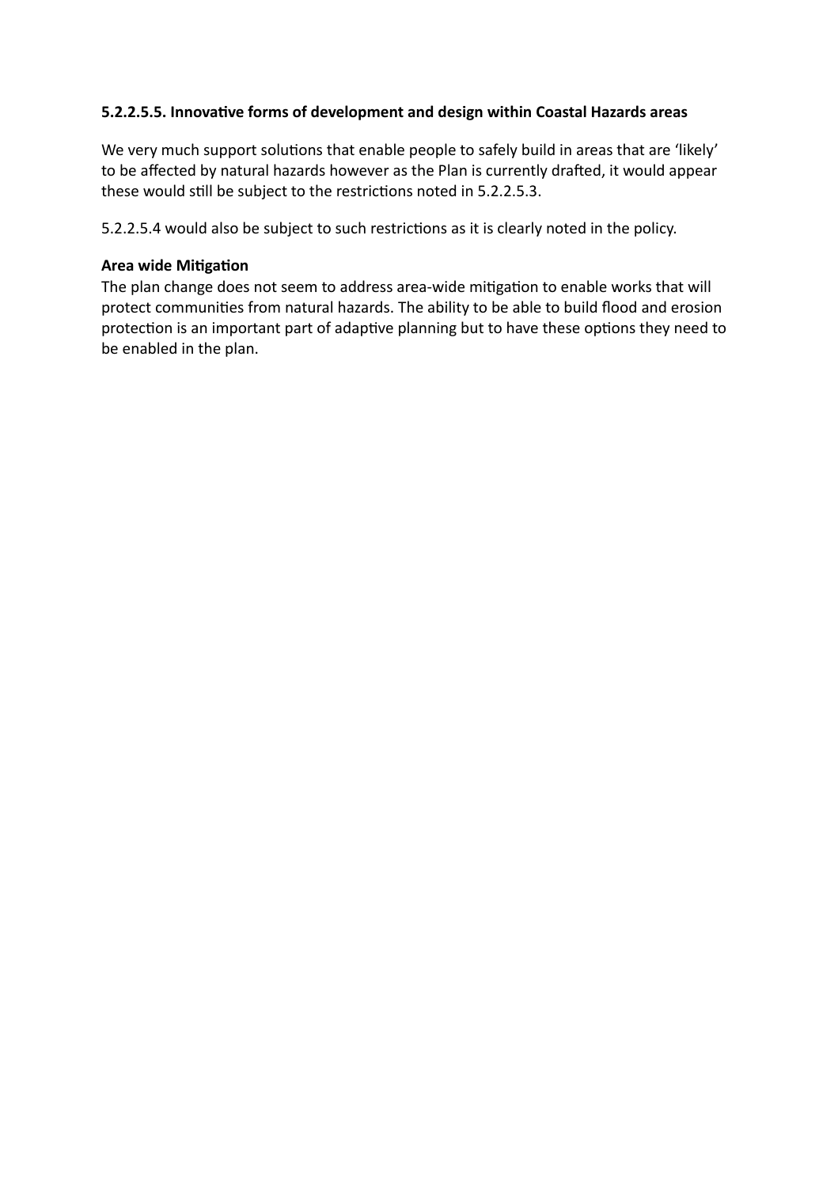**5.2.2.5.5. Innovative forms of development and design within Coastal Hazards areas**

We very much support solutions that enable people to safely build in areas that are 'likely' to be affected by natural hazards however as the Plan is currently drafted, it would appear these would still be subject to the restrictions noted in 5.2.2.5.3.

5.2.2.5.4 would also be subject to such restrictions as it is clearly noted in the policy.

**Area wide Mitigation**

The plan change does not seem to address area-wide mitigation to enable works that will protect communities from natural hazards. The ability to be able to build flood and erosion protection is an important part of adaptive planning but to have these options they need to be enabled in the plan.